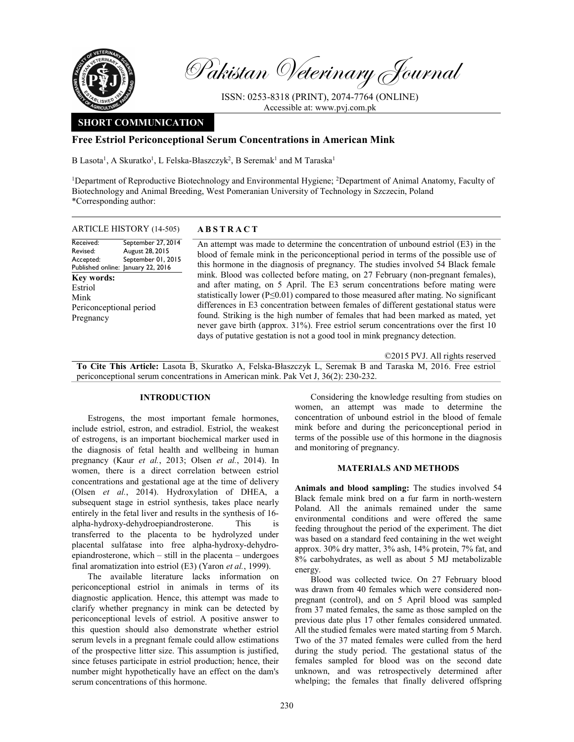# Pakistan Veterinary Journal

ISSN: 0253-8318 (PRINT), 2074-7764 (ONLINE)
Accessible at: www.pvj.com.pk

**SHORT COMMUNICATION**

## Free Estriol Periconceptional Serum Concentrations in American Mink

B Lasota[1], A Skuratko[1], L Felska-Błaszczyk[2], B Seremak[1] and M Taraska[1]

[1]Department of Reproductive Biotechnology and Environmental Hygiene; [2]Department of Animal Anatomy, Faculty of Biotechnology and Animal Breeding, West Pomeranian University of Technology in Szczecin, Poland
*Corresponding author:

**ARTICLE HISTORY (14-505)**

Received: September 27, 2014
Revised: August 28, 2015
Accepted: September 01, 2015
Published online: January 22, 2016

**Key words:**
Estriol
Mink
Periconceptional period
Pregnancy

**ABSTRACT**

An attempt was made to determine the concentration of unbound estriol (E3) in the blood of female mink in the periconceptional period in terms of the possible use of this hormone in the diagnosis of pregnancy. The studies involved 54 Black female mink. Blood was collected before mating, on 27 February (non-pregnant females), and after mating, on 5 April. The E3 serum concentrations before mating were statistically lower ($P \leq 0.01$) compared to those measured after mating. No significant differences in E3 concentration between females of different gestational status were found. Striking is the high number of females that had been marked as mated, yet never gave birth (approx. 31%). Free estriol serum concentrations over the first 10 days of putative gestation is not a good tool in mink pregnancy detection.

©2015 PVJ. All rights reserved

**To Cite This Article:** Lasota B, Skuratko A, Felska-Błaszczyk L, Seremak B and Taraska M, 2016. Free estriol periconceptional serum concentrations in American mink. Pak Vet J, 36(2): 230-232.

## INTRODUCTION

Estrogens, the most important female hormones, include estriol, estron, and estradiol. Estriol, the weakest of estrogens, is an important biochemical marker used in the diagnosis of fetal health and wellbeing in human pregnancy (Kaur *et al.*, 2013; Olsen *et al.*, 2014). In women, there is a direct correlation between estriol concentrations and gestational age at the time of delivery (Olsen *et al.*, 2014). Hydroxylation of DHEA, a subsequent stage in estriol synthesis, takes place nearly entirely in the fetal liver and results in the synthesis of 16-alpha-hydroxy-dehydroepiandrosterone. This is transferred to the placenta to be hydrolyzed under placental sulfatase into free alpha-hydroxy-dehydro-epiandrosterone, which – still in the placenta – undergoes final aromatization into estriol (E3) (Yaron *et al.*, 1999).

The available literature lacks information on periconceptional estriol in animals in terms of its diagnostic application. Hence, this attempt was made to clarify whether pregnancy in mink can be detected by periconceptional levels of estriol. A positive answer to this question should also demonstrate whether estriol serum levels in a pregnant female could allow estimations of the prospective litter size. This assumption is justified, since fetuses participate in estriol production; hence, their number might hypothetically have an effect on the dam's serum concentrations of this hormone.

Considering the knowledge resulting from studies on women, an attempt was made to determine the concentration of unbound estriol in the blood of female mink before and during the periconceptional period in terms of the possible use of this hormone in the diagnosis and monitoring of pregnancy.

## MATERIALS AND METHODS

**Animals and blood sampling:** The studies involved 54 Black female mink bred on a fur farm in north-western Poland. All the animals remained under the same environmental conditions and were offered the same feeding throughout the period of the experiment. The diet was based on a standard feed containing in the wet weight approx. 30% dry matter, 3% ash, 14% protein, 7% fat, and 8% carbohydrates, as well as about 5 MJ metabolizable energy.

Blood was collected twice. On 27 February blood was drawn from 40 females which were considered non-pregnant (control), and on 5 April blood was sampled from 37 mated females, the same as those sampled on the previous date plus 17 other females considered unmated. All the studied females were mated starting from 5 March. Two of the 37 mated females were culled from the herd during the study period. The gestational status of the females sampled for blood was on the second date unknown, and was retrospectively determined after whelping; the females that finally delivered offspring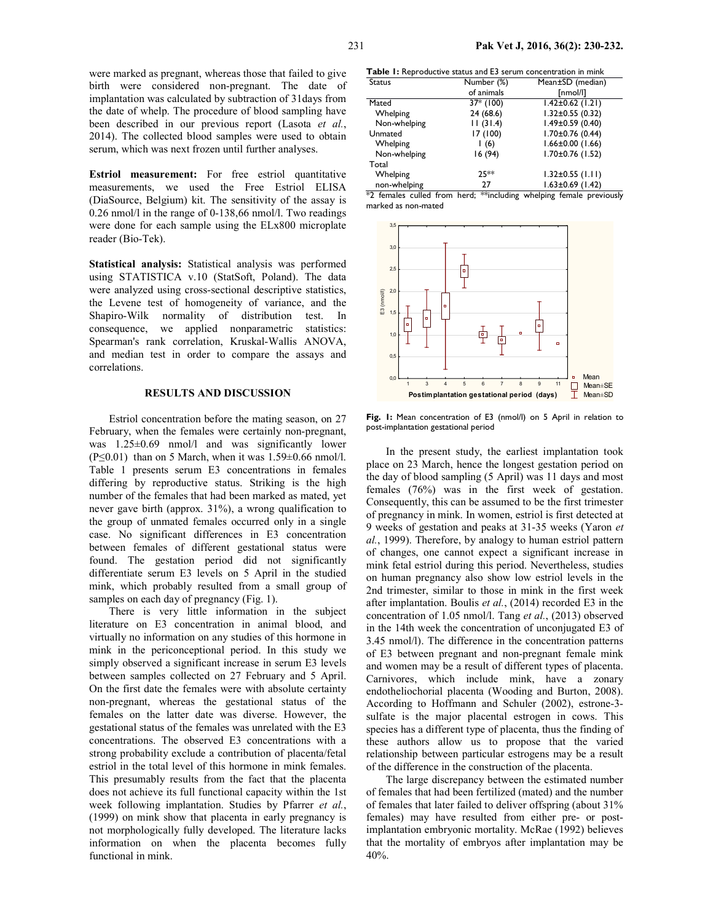were marked as pregnant, whereas those that failed to give birth were considered non-pregnant. The date of implantation was calculated by subtraction of 31days from the date of whelp. The procedure of blood sampling have been described in our previous report (Lasota *et al.*, 2014). The collected blood samples were used to obtain serum, which was next frozen until further analyses.

**Estriol measurement:** For free estriol quantitative measurements, we used the Free Estriol ELISA (DiaSource, Belgium) kit. The sensitivity of the assay is 0.26 nmol/l in the range of 0-138,66 nmol/l. Two readings were done for each sample using the ELx800 microplate reader (Bio-Tek).

**Statistical analysis:** Statistical analysis was performed using STATISTICA v.10 (StatSoft, Poland). The data were analyzed using cross-sectional descriptive statistics, the Levene test of homogeneity of variance, and the Shapiro-Wilk normality of distribution test. In consequence, we applied nonparametric statistics: Spearman's rank correlation, Kruskal-Wallis ANOVA, and median test in order to compare the assays and correlations.

## RESULTS AND DISCUSSION

Estriol concentration before the mating season, on 27 February, when the females were certainly non-pregnant, was 1.25±0.69 nmol/l and was significantly lower (P≤0.01) than on 5 March, when it was 1.59±0.66 nmol/l. Table 1 presents serum E3 concentrations in females differing by reproductive status. Striking is the high number of the females that had been marked as mated, yet never gave birth (approx. 31%), a wrong qualification to the group of unmated females occurred only in a single case. No significant differences in E3 concentration between females of different gestational status were found. The gestation period did not significantly differentiate serum E3 levels on 5 April in the studied mink, which probably resulted from a small group of samples on each day of pregnancy (Fig. 1).

There is very little information in the subject literature on E3 concentration in animal blood, and virtually no information on any studies of this hormone in mink in the periconceptional period. In this study we simply observed a significant increase in serum E3 levels between samples collected on 27 February and 5 April. On the first date the females were with absolute certainty non-pregnant, whereas the gestational status of the females on the latter date was diverse. However, the gestational status of the females was unrelated with the E3 concentrations. The observed E3 concentrations with a strong probability exclude a contribution of placenta/fetal estriol in the total level of this hormone in mink females. This presumably results from the fact that the placenta does not achieve its full functional capacity within the 1st week following implantation. Studies by Pfarrer *et al.*, (1999) on mink show that placenta in early pregnancy is not morphologically fully developed. The literature lacks information on when the placenta becomes fully functional in mink.

**Table 1:** Reproductive status and E3 serum concentration in mink

| Status | Number (%) of animals | Mean±SD (median) [nmol/l] |
|---|---|---|
| Mated | 37* (100) | 1.42±0.62 (1.21) |
| Whelping | 24 (68.6) | 1.32±0.55 (0.32) |
| Non-whelping | 11 (31.4) | 1.49±0.59 (0.40) |
| Unmated | 17 (100) | 1.70±0.76 (0.44) |
| Whelping | 1 (6) | 1.66±0.00 (1.66) |
| Non-whelping | 16 (94) | 1.70±0.76 (1.52) |
| Total | | |
| Whelping | 25** | 1.32±0.55 (1.11) |
| non-whelping | 27 | 1.63±0.69 (1.42) |

*2 females culled from herd; **including whelping female previously marked as non-mated

**Fig. 1:** Mean concentration of E3 (nmol/l) on 5 April in relation to post-implantation gestational period

In the present study, the earliest implantation took place on 23 March, hence the longest gestation period on the day of blood sampling (5 April) was 11 days and most females (76%) was in the first week of gestation. Consequently, this can be assumed to be the first trimester of pregnancy in mink. In women, estriol is first detected at 9 weeks of gestation and peaks at 31-35 weeks (Yaron *et al.*, 1999). Therefore, by analogy to human estriol pattern of changes, one cannot expect a significant increase in mink fetal estriol during this period. Nevertheless, studies on human pregnancy also show low estriol levels in the 2nd trimester, similar to those in mink in the first week after implantation. Boulis *et al.*, (2014) recorded E3 in the concentration of 1.05 nmol/l. Tang *et al.*, (2013) observed in the 14th week the concentration of unconjugated E3 of 3.45 nmol/l). The difference in the concentration patterns of E3 between pregnant and non-pregnant female mink and women may be a result of different types of placenta. Carnivores, which include mink, have a zonary endotheliochorial placenta (Wooding and Burton, 2008). According to Hoffmann and Schuler (2002), estrone-3-sulfate is the major placental estrogen in cows. This species has a different type of placenta, thus the finding of these authors allow us to propose that the varied relationship between particular estrogens may be a result of the difference in the construction of the placenta.

The large discrepancy between the estimated number of females that had been fertilized (mated) and the number of females that later failed to deliver offspring (about 31% females) may have resulted from either pre- or post-implantation embryonic mortality. McRae (1992) believes that the mortality of embryos after implantation may be 40%.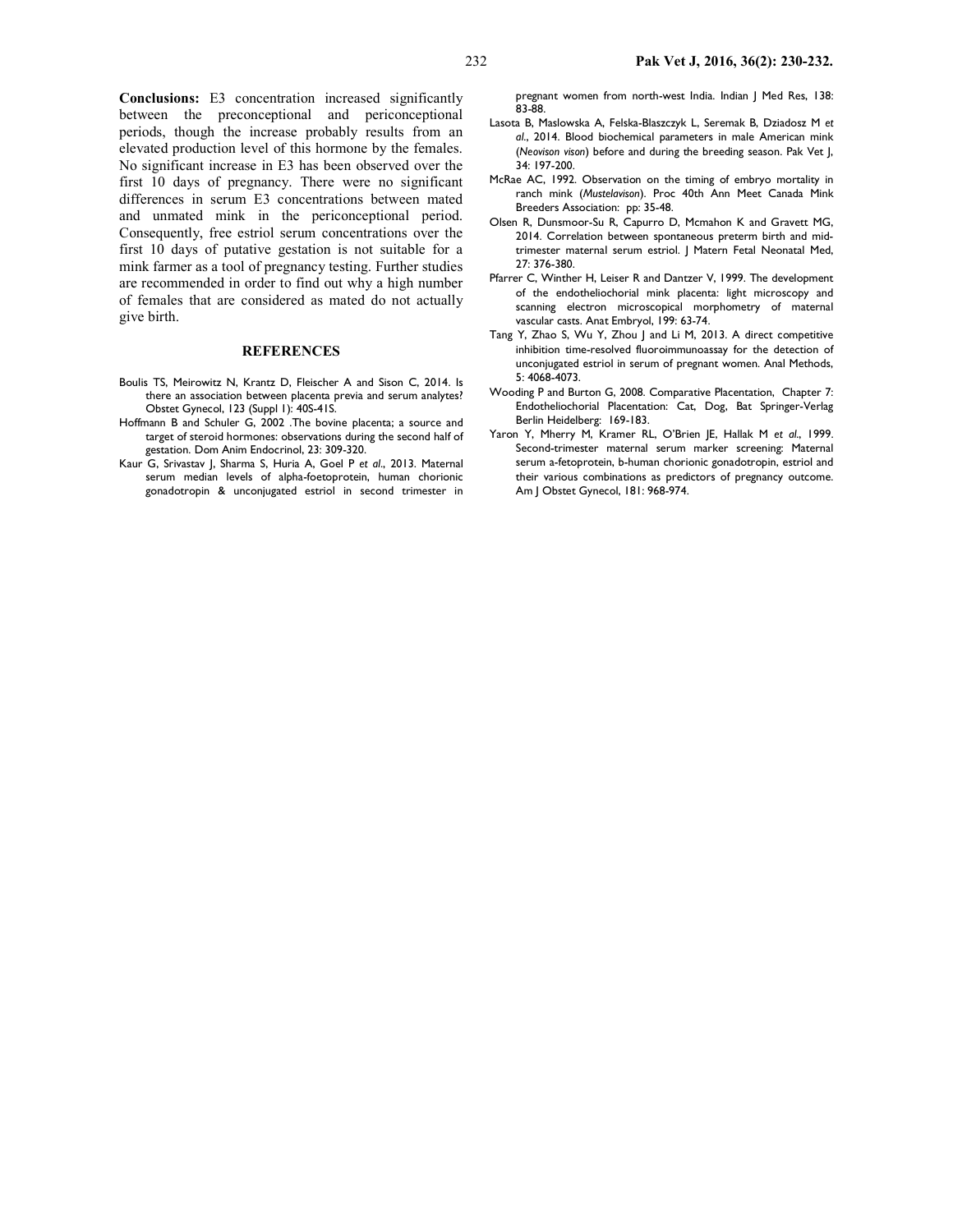**Conclusions:** E3 concentration increased significantly between the preconceptional and periconceptional periods, though the increase probably results from an elevated production level of this hormone by the females. No significant increase in E3 has been observed over the first 10 days of pregnancy. There were no significant differences in serum E3 concentrations between mated and unmated mink in the periconceptional period. Consequently, free estriol serum concentrations over the first 10 days of putative gestation is not suitable for a mink farmer as a tool of pregnancy testing. Further studies are recommended in order to find out why a high number of females that are considered as mated do not actually give birth.

## REFERENCES

Boulis TS, Meirowitz N, Krantz D, Fleischer A and Sison C, 2014. Is there an association between placenta previa and serum analytes? Obstet Gynecol, 123 (Suppl 1): 40S-41S.

Hoffmann B and Schuler G, 2002 .The bovine placenta; a source and target of steroid hormones: observations during the second half of gestation. Dom Anim Endocrinol, 23: 309-320.

Kaur G, Srivastav J, Sharma S, Huria A, Goel P *et al*., 2013. Maternal serum median levels of alpha-foetoprotein, human chorionic gonadotropin & unconjugated estriol in second trimester in pregnant women from north-west India. Indian J Med Res, 138: 83-88.

Lasota B, Maslowska A, Felska-Blaszczyk L, Seremak B, Dziadosz M *et al*., 2014. Blood biochemical parameters in male American mink (*Neovison vison*) before and during the breeding season. Pak Vet J, 34: 197-200.

McRae AC, 1992. Observation on the timing of embryo mortality in ranch mink (*Mustelavison*). Proc 40th Ann Meet Canada Mink Breeders Association: pp: 35-48.

Olsen R, Dunsmoor-Su R, Capurro D, Mcmahon K and Gravett MG, 2014. Correlation between spontaneous preterm birth and mid-trimester maternal serum estriol. J Matern Fetal Neonatal Med, 27: 376-380.

Pfarrer C, Winther H, Leiser R and Dantzer V, 1999. The development of the endotheliochorial mink placenta: light microscopy and scanning electron microscopical morphometry of maternal vascular casts. Anat Embryol, 199: 63-74.

Tang Y, Zhao S, Wu Y, Zhou J and Li M, 2013. A direct competitive inhibition time-resolved fluoroimmunoassay for the detection of unconjugated estriol in serum of pregnant women. Anal Methods, 5: 4068-4073.

Wooding P and Burton G, 2008. Comparative Placentation, Chapter 7: Endotheliochorial Placentation: Cat, Dog, Bat Springer-Verlag Berlin Heidelberg: 169-183.

Yaron Y, Mherry M, Kramer RL, O'Brien JE, Hallak M *et al*., 1999. Second-trimester maternal serum marker screening: Maternal serum a-fetoprotein, b-human chorionic gonadotropin, estriol and their various combinations as predictors of pregnancy outcome. Am J Obstet Gynecol, 181: 968-974.